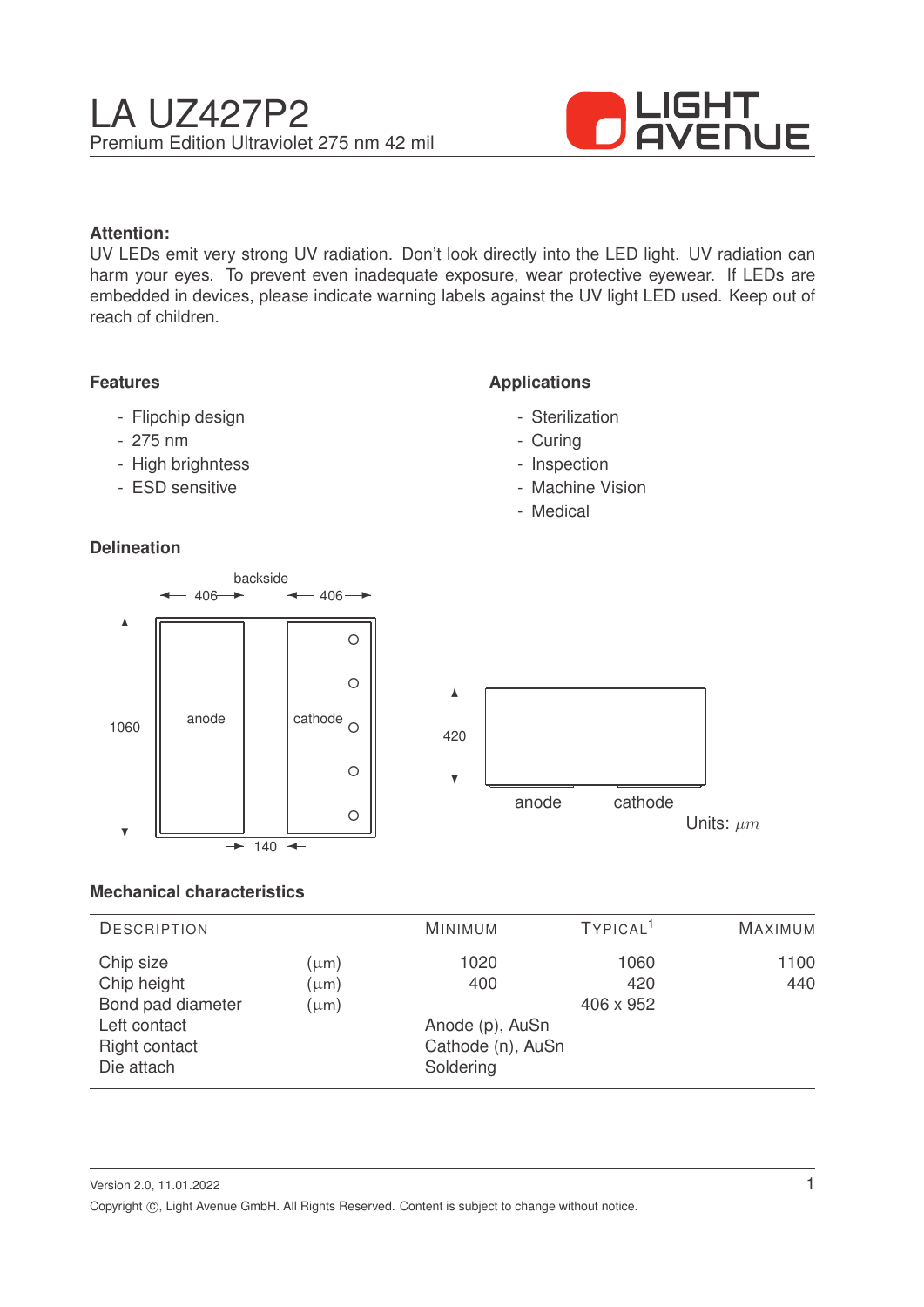# LA UZ427P2

Premium Edition Ultraviolet 275 nm 42 mil

LIGHT AVENUE

**Attention:**
UV LEDs emit very strong UV radiation. Don't look directly into the LED light. UV radiation can harm your eyes. To prevent even inadequate exposure, wear protective eyewear. If LEDs are embedded in devices, please indicate warning labels against the UV light LED used. Keep out of reach of children.

## Features

- Flipchip design
- 275 nm
- High brighntess
- ESD sensitive

## Applications

- Sterilization
- Curing
- Inspection
- Machine Vision
- Medical

## Delineation

backside

406 406

1060 anode cathode

140

420

anode cathode

Units: $\mu m$

## Mechanical characteristics

| Description | | Minimum | Typical[1] | Maximum |
|---|---|---|---|---|
| Chip size | (µm) | 1020 | 1060 | 1100 |
| Chip height | (µm) | 400 | 420 | 440 |
| Bond pad diameter | (µm) | | 406 x 952 | |
| Left contact | | Anode (p), AuSn | | |
| Right contact | | Cathode (n), AuSn | | |
| Die attach | | Soldering | | |

Version 2.0, 11.01.2022

Copyright ©, Light Avenue GmbH. All Rights Reserved. Content is subject to change without notice.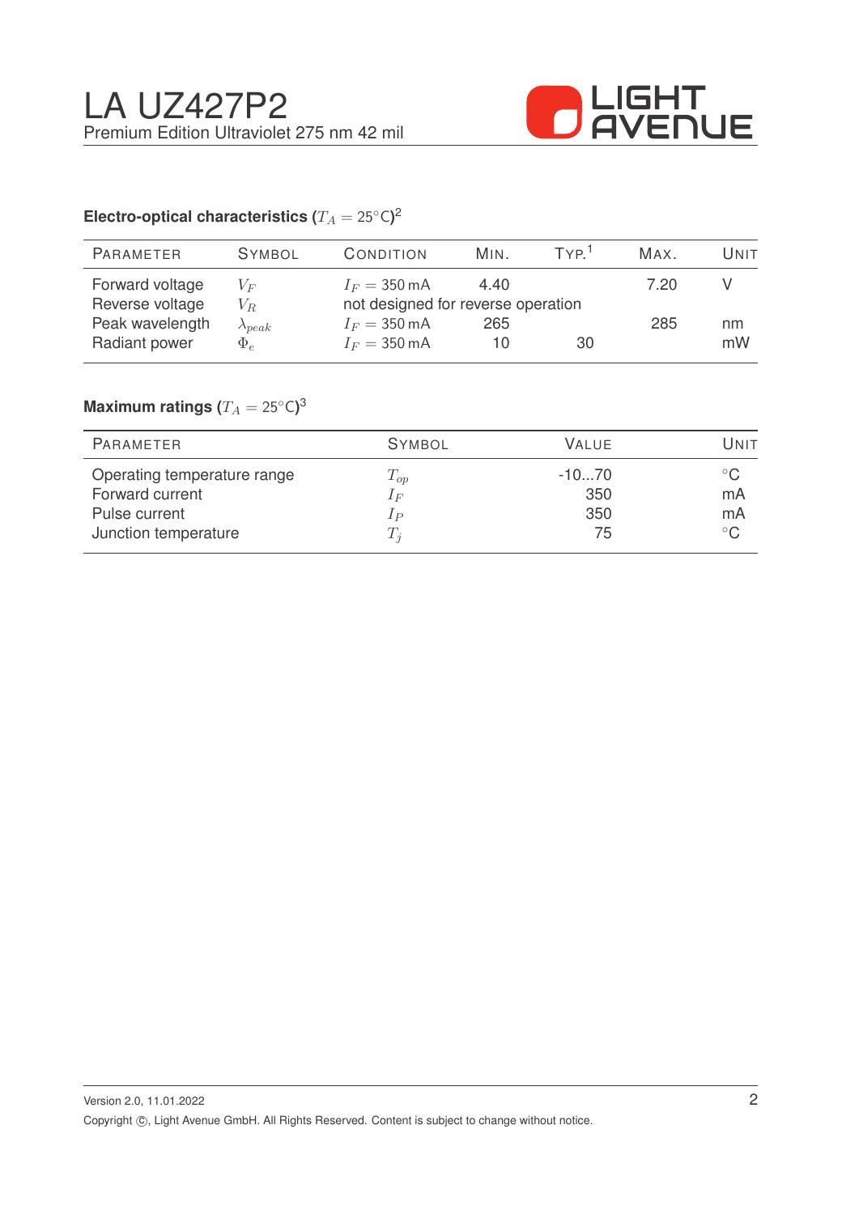## Electro-optical characteristics ($T_A = 25°C$)[2]

| Parameter | Symbol | Condition | Min. | Typ.[1] | Max. | Unit |
|---|---|---|---|---|---|---|
| Forward voltage | $V_F$ | $I_F = 350\,mA$ | 4.40 | | 7.20 | V |
| Reverse voltage | $V_R$ | not designed for reverse operation | | | | |
| Peak wavelength | $\lambda_{peak}$ | $I_F = 350\,mA$ | 265 | | 285 | nm |
| Radiant power | $\Phi_e$ | $I_F = 350\,mA$ | 10 | 30 | | mW |

## Maximum ratings ($T_A = 25°C$)[3]

| Parameter | Symbol | Value | Unit |
|---|---|---|---|
| Operating temperature range | $T_{op}$ | -10...70 | °C |
| Forward current | $I_F$ | 350 | mA |
| Pulse current | $I_P$ | 350 | mA |
| Junction temperature | $T_j$ | 75 | °C |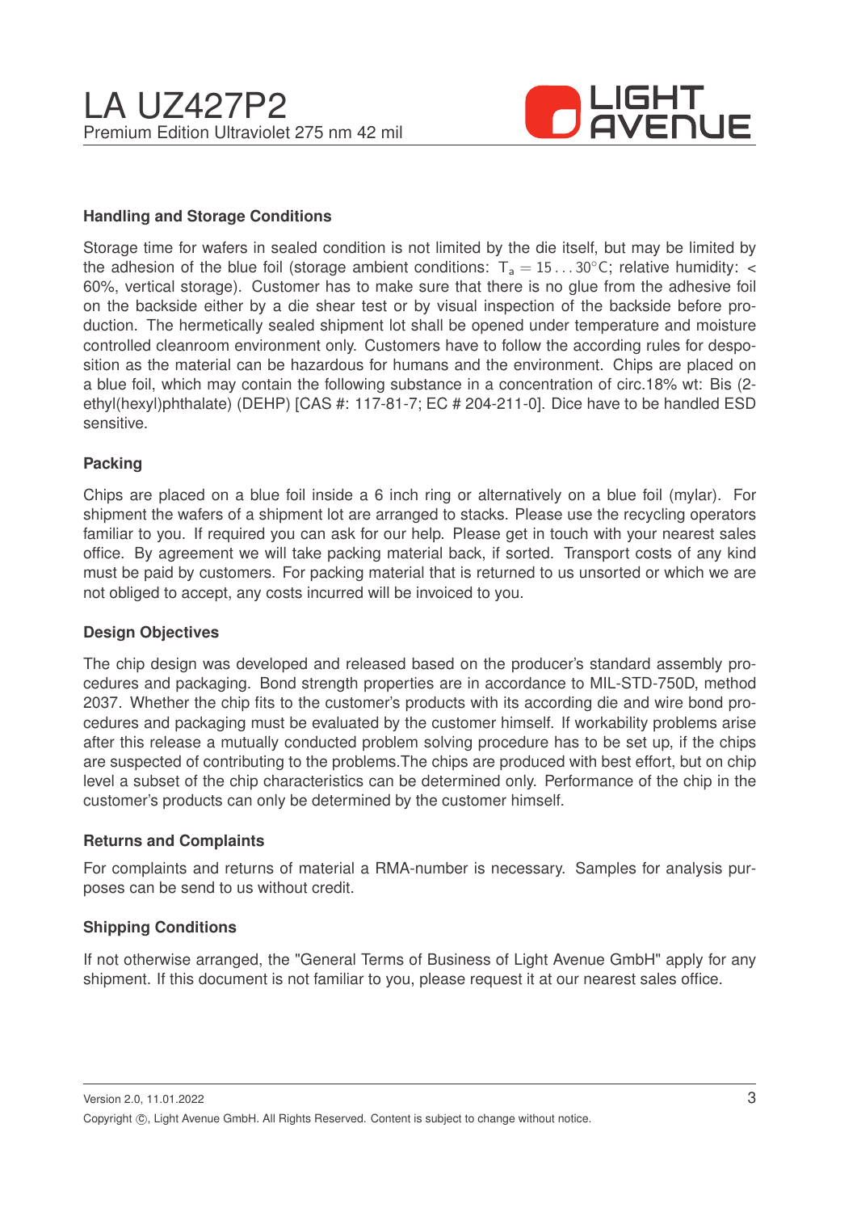## Handling and Storage Conditions

Storage time for wafers in sealed condition is not limited by the die itself, but may be limited by the adhesion of the blue foil (storage ambient conditions: $T_a = 15 \ldots 30°C$; relative humidity: < 60%, vertical storage). Customer has to make sure that there is no glue from the adhesive foil on the backside either by a die shear test or by visual inspection of the backside before production. The hermetically sealed shipment lot shall be opened under temperature and moisture controlled cleanroom environment only. Customers have to follow the according rules for desposition as the material can be hazardous for humans and the environment. Chips are placed on a blue foil, which may contain the following substance in a concentration of circ.18% wt: Bis (2-ethyl(hexyl)phthalate) (DEHP) [CAS #: 117-81-7; EC # 204-211-0]. Dice have to be handled ESD sensitive.

## Packing

Chips are placed on a blue foil inside a 6 inch ring or alternatively on a blue foil (mylar). For shipment the wafers of a shipment lot are arranged to stacks. Please use the recycling operators familiar to you. If required you can ask for our help. Please get in touch with your nearest sales office. By agreement we will take packing material back, if sorted. Transport costs of any kind must be paid by customers. For packing material that is returned to us unsorted or which we are not obliged to accept, any costs incurred will be invoiced to you.

## Design Objectives

The chip design was developed and released based on the producer's standard assembly procedures and packaging. Bond strength properties are in accordance to MIL-STD-750D, method 2037. Whether the chip fits to the customer's products with its according die and wire bond procedures and packaging must be evaluated by the customer himself. If workability problems arise after this release a mutually conducted problem solving procedure has to be set up, if the chips are suspected of contributing to the problems.The chips are produced with best effort, but on chip level a subset of the chip characteristics can be determined only. Performance of the chip in the customer's products can only be determined by the customer himself.

## Returns and Complaints

For complaints and returns of material a RMA-number is necessary. Samples for analysis purposes can be send to us without credit.

## Shipping Conditions

If not otherwise arranged, the "General Terms of Business of Light Avenue GmbH" apply for any shipment. If this document is not familiar to you, please request it at our nearest sales office.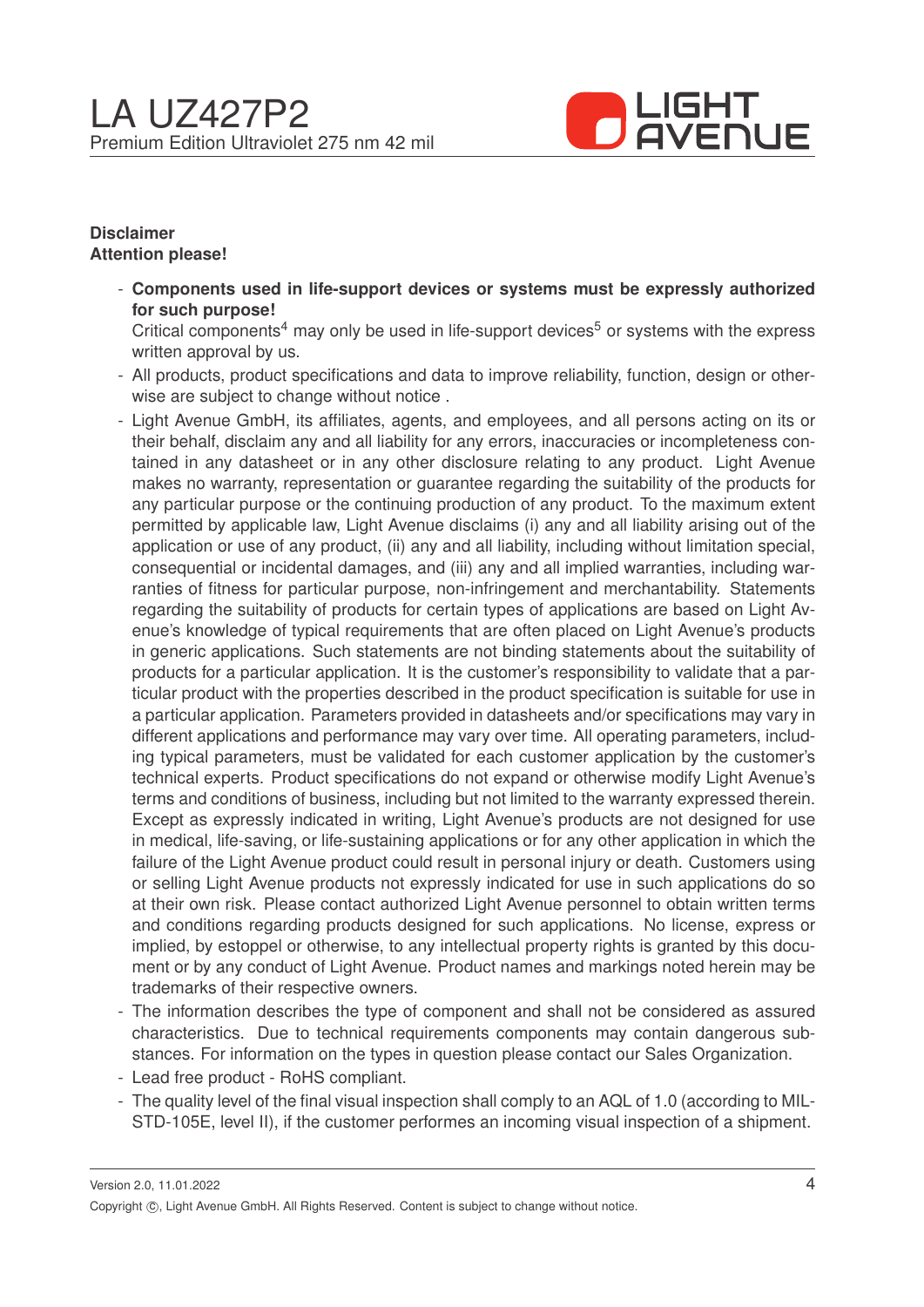**Disclaimer**
**Attention please!**

- **Components used in life-support devices or systems must be expressly authorized for such purpose!**
  Critical components[4] may only be used in life-support devices[5] or systems with the express written approval by us.
- All products, product specifications and data to improve reliability, function, design or otherwise are subject to change without notice .
- Light Avenue GmbH, its affiliates, agents, and employees, and all persons acting on its or their behalf, disclaim any and all liability for any errors, inaccuracies or incompleteness contained in any datasheet or in any other disclosure relating to any product. Light Avenue makes no warranty, representation or guarantee regarding the suitability of the products for any particular purpose or the continuing production of any product. To the maximum extent permitted by applicable law, Light Avenue disclaims (i) any and all liability arising out of the application or use of any product, (ii) any and all liability, including without limitation special, consequential or incidental damages, and (iii) any and all implied warranties, including warranties of fitness for particular purpose, non-infringement and merchantability. Statements regarding the suitability of products for certain types of applications are based on Light Avenue's knowledge of typical requirements that are often placed on Light Avenue's products in generic applications. Such statements are not binding statements about the suitability of products for a particular application. It is the customer's responsibility to validate that a particular product with the properties described in the product specification is suitable for use in a particular application. Parameters provided in datasheets and/or specifications may vary in different applications and performance may vary over time. All operating parameters, including typical parameters, must be validated for each customer application by the customer's technical experts. Product specifications do not expand or otherwise modify Light Avenue's terms and conditions of business, including but not limited to the warranty expressed therein. Except as expressly indicated in writing, Light Avenue's products are not designed for use in medical, life-saving, or life-sustaining applications or for any other application in which the failure of the Light Avenue product could result in personal injury or death. Customers using or selling Light Avenue products not expressly indicated for use in such applications do so at their own risk. Please contact authorized Light Avenue personnel to obtain written terms and conditions regarding products designed for such applications. No license, express or implied, by estoppel or otherwise, to any intellectual property rights is granted by this document or by any conduct of Light Avenue. Product names and markings noted herein may be trademarks of their respective owners.
- The information describes the type of component and shall not be considered as assured characteristics. Due to technical requirements components may contain dangerous substances. For information on the types in question please contact our Sales Organization.
- Lead free product - RoHS compliant.
- The quality level of the final visual inspection shall comply to an AQL of 1.0 (according to MIL-STD-105E, level II), if the customer performes an incoming visual inspection of a shipment.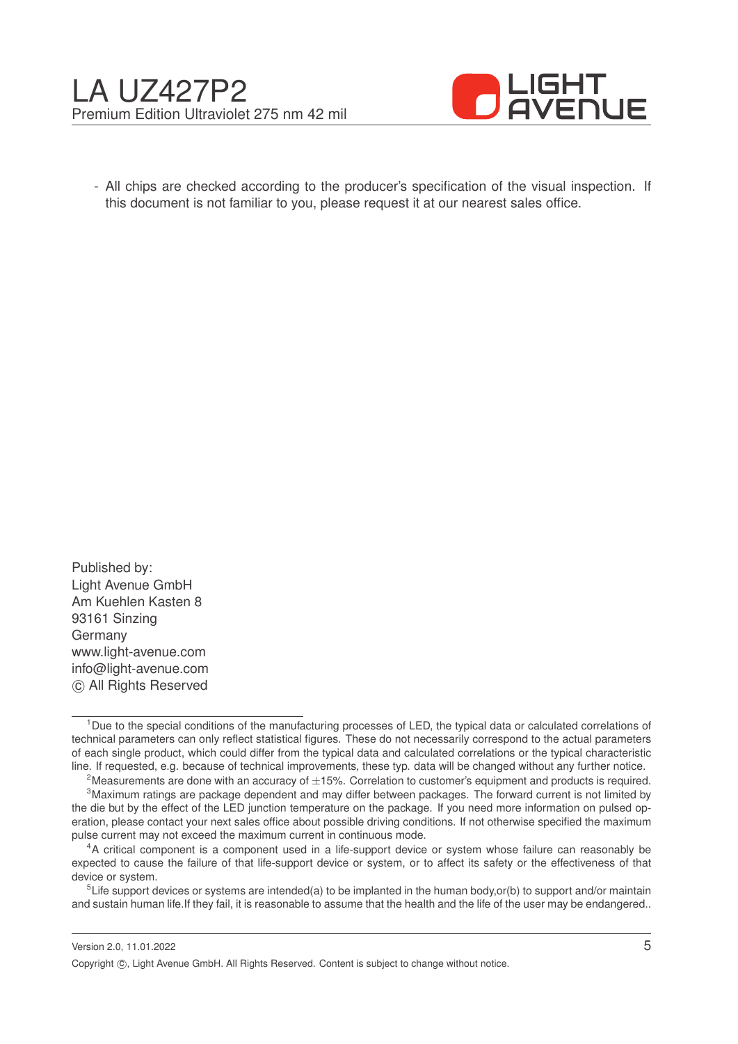- All chips are checked according to the producer's specification of the visual inspection. If this document is not familiar to you, please request it at our nearest sales office.

Published by:
Light Avenue GmbH
Am Kuehlen Kasten 8
93161 Sinzing
Germany
www.light-avenue.com
info@light-avenue.com
© All Rights Reserved

[1] Due to the special conditions of the manufacturing processes of LED, the typical data or calculated correlations of technical parameters can only reflect statistical figures. These do not necessarily correspond to the actual parameters of each single product, which could differ from the typical data and calculated correlations or the typical characteristic line. If requested, e.g. because of technical improvements, these typ. data will be changed without any further notice.

[2] Measurements are done with an accuracy of $\pm$15%. Correlation to customer's equipment and products is required.

[3] Maximum ratings are package dependent and may differ between packages. The forward current is not limited by the die but by the effect of the LED junction temperature on the package. If you need more information on pulsed operation, please contact your next sales office about possible driving conditions. If not otherwise specified the maximum pulse current may not exceed the maximum current in continuous mode.

[4] A critical component is a component used in a life-support device or system whose failure can reasonably be expected to cause the failure of that life-support device or system, or to affect its safety or the effectiveness of that device or system.

[5] Life support devices or systems are intended(a) to be implanted in the human body,or(b) to support and/or maintain and sustain human life.If they fail, it is reasonable to assume that the health and the life of the user may be endangered..

Version 2.0, 11.01.2022

Copyright ©, Light Avenue GmbH. All Rights Reserved. Content is subject to change without notice.